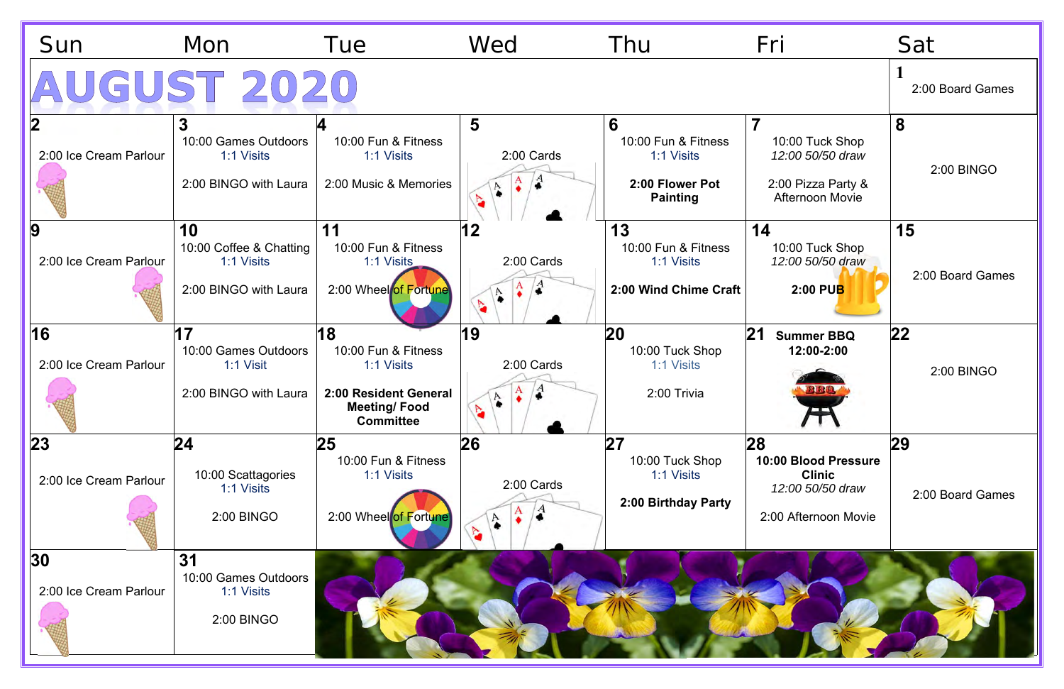# AUGUST 2020

| Sun | Mon | Tue | Wed | Thu | Fri | Sat |
|---|---|---|---|---|---|---|
| | | | | | | **1** 2:00 Board Games |
| **2** 2:00 Ice Cream Parlour | **3** 10:00 Games Outdoors 1:1 Visits 2:00 BINGO with Laura | **4** 10:00 Fun & Fitness 1:1 Visits 2:00 Music & Memories | **5** 2:00 Cards | **6** 10:00 Fun & Fitness 1:1 Visits **2:00 Flower Pot Painting** | **7** 10:00 Tuck Shop *12:00 50/50 draw* 2:00 Pizza Party & Afternoon Movie | **8** 2:00 BINGO |
| **9** 2:00 Ice Cream Parlour | **10** 10:00 Coffee & Chatting 1:1 Visits 2:00 BINGO with Laura | **11** 10:00 Fun & Fitness 1:1 Visits 2:00 Wheel of Fortune | **12** 2:00 Cards | **13** 10:00 Fun & Fitness 1:1 Visits **2:00 Wind Chime Craft** | **14** 10:00 Tuck Shop *12:00 50/50 draw* **2:00 PUB** | **15** 2:00 Board Games |
| **16** 2:00 Ice Cream Parlour | **17** 10:00 Games Outdoors 1:1 Visit 2:00 BINGO with Laura | **18** 10:00 Fun & Fitness 1:1 Visits **2:00 Resident General Meeting/ Food Committee** | **19** 2:00 Cards | **20** 10:00 Tuck Shop 1:1 Visits 2:00 Trivia | **21** **Summer BBQ 12:00-2:00** | **22** 2:00 BINGO |
| **23** 2:00 Ice Cream Parlour | **24** 10:00 Scattagories 1:1 Visits 2:00 BINGO | **25** 10:00 Fun & Fitness 1:1 Visits 2:00 Wheel of Fortune | **26** 2:00 Cards | **27** 10:00 Tuck Shop 1:1 Visits **2:00 Birthday Party** | **28** **10:00 Blood Pressure Clinic** *12:00 50/50 draw* 2:00 Afternoon Movie | **29** 2:00 Board Games |
| **30** 2:00 Ice Cream Parlour | **31** 10:00 Games Outdoors 1:1 Visits 2:00 BINGO | | | | | |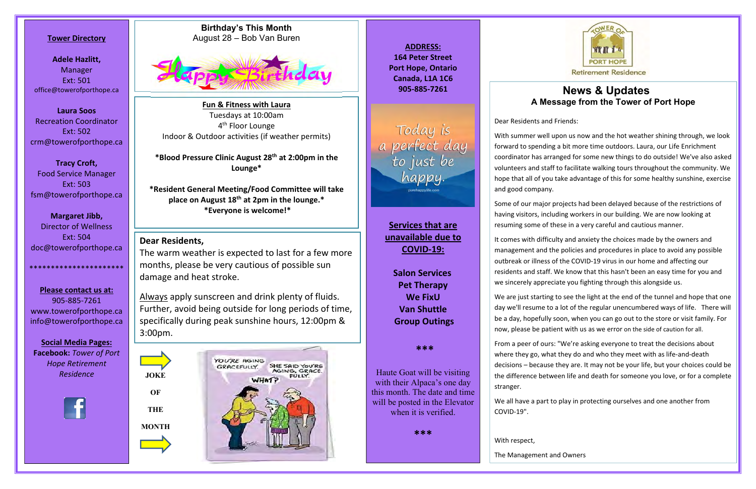**Tower Directory**

**Adele Hazlitt,**
Manager
Ext: 501
office@towerofporthope.ca

**Laura Soos**
Recreation Coordinator
Ext: 502
crm@towerofporthope.ca

**Tracy Croft,**
Food Service Manager
Ext: 503
fsm@towerofporthope.ca

**Margaret Jibb,**
Director of Wellness
Ext: 504
doc@towerofporthope.ca

**********************

**Please contact us at:**
905-885-7261
www.towerofporthope.ca
info@towerofporthope.ca

**Social Media Pages:**
**Facebook:** *Tower of Port Hope Retirement Residence*

**Birthday's This Month**
August 28 – Bob Van Buren

Happy Birthday

**Fun & Fitness with Laura**
Tuesdays at 10:00am
4th Floor Lounge
Indoor & Outdoor activities (if weather permits)

***Blood Pressure Clinic August 28th at 2:00pm in the Lounge***

***Resident General Meeting/Food Committee will take place on August 18th at 2pm in the lounge.***
***Everyone is welcome!***

**Dear Residents,**
The warm weather is expected to last for a few more months, please be very cautious of possible sun damage and heat stroke.

Always apply sunscreen and drink plenty of fluids. Further, avoid being outside for long periods of time, specifically during peak sunshine hours, 12:00pm & 3:00pm.

**JOKE OF THE MONTH**

YOU'RE AGING GRACEFULLY.
SHE SAID YOU'RE AGING, GRACE. FULLY.
WHAT?

**ADDRESS:**
**164 Peter Street**
**Port Hope, Ontario**
**Canada, L1A 1C6**
**905-885-7261**

Today is a perfect day to just be happy.

**Services that are unavailable due to COVID-19:**

**Salon Services**
**Pet Therapy**
**We FixU**
**Van Shuttle**
**Group Outings**

***

Haute Goat will be visiting with their Alpaca's one day this month. The date and time will be posted in the Elevator when it is verified.

***

Tower of Port Hope Retirement Residence

## News & Updates
### A Message from the Tower of Port Hope

Dear Residents and Friends:

With summer well upon us now and the hot weather shining through, we look forward to spending a bit more time outdoors. Laura, our Life Enrichment coordinator has arranged for some new things to do outside! We've also asked volunteers and staff to facilitate walking tours throughout the community. We hope that all of you take advantage of this for some healthy sunshine, exercise and good company.

Some of our major projects had been delayed because of the restrictions of having visitors, including workers in our building. We are now looking at resuming some of these in a very careful and cautious manner.

It comes with difficulty and anxiety the choices made by the owners and management and the policies and procedures in place to avoid any possible outbreak or illness of the COVID-19 virus in our home and affecting our residents and staff. We know that this hasn't been an easy time for you and we sincerely appreciate you fighting through this alongside us.

We are just starting to see the light at the end of the tunnel and hope that one day we'll resume to a lot of the regular unencumbered ways of life. There will be a day, hopefully soon, when you can go out to the store or visit family. For now, please be patient with us as we error on the side of caution for all.

From a peer of ours: "We're asking everyone to treat the decisions about where they go, what they do and who they meet with as life-and-death decisions – because they are. It may not be your life, but your choices could be the difference between life and death for someone you love, or for a complete stranger.

We all have a part to play in protecting ourselves and one another from COVID-19".

With respect,

The Management and Owners